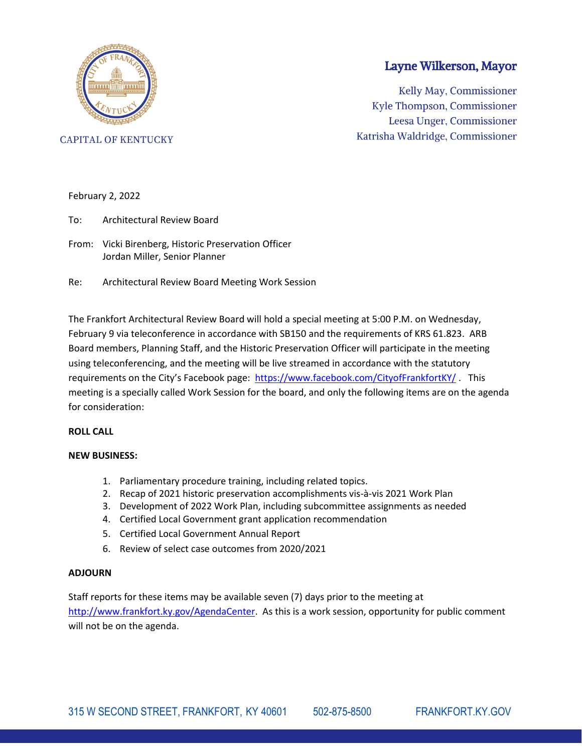CAPITAL OF KENTUCKY

**Layne Wilkerson, Mayor**

Kelly May, Commissioner
Kyle Thompson, Commissioner
Leesa Unger, Commissioner
Katrisha Waldridge, Commissioner

February 2, 2022

To: Architectural Review Board

From: Vicki Birenberg, Historic Preservation Officer
Jordan Miller, Senior Planner

Re: Architectural Review Board Meeting Work Session

The Frankfort Architectural Review Board will hold a special meeting at 5:00 P.M. on Wednesday, February 9 via teleconference in accordance with SB150 and the requirements of KRS 61.823. ARB Board members, Planning Staff, and the Historic Preservation Officer will participate in the meeting using teleconferencing, and the meeting will be live streamed in accordance with the statutory requirements on the City's Facebook page: https://www.facebook.com/CityofFrankfortKY/ . This meeting is a specially called Work Session for the board, and only the following items are on the agenda for consideration:

**ROLL CALL**

**NEW BUSINESS:**

1. Parliamentary procedure training, including related topics.
2. Recap of 2021 historic preservation accomplishments vis-à-vis 2021 Work Plan
3. Development of 2022 Work Plan, including subcommittee assignments as needed
4. Certified Local Government grant application recommendation
5. Certified Local Government Annual Report
6. Review of select case outcomes from 2020/2021

**ADJOURN**

Staff reports for these items may be available seven (7) days prior to the meeting at http://www.frankfort.ky.gov/AgendaCenter. As this is a work session, opportunity for public comment will not be on the agenda.

315 W SECOND STREET, FRANKFORT, KY 40601 502-875-8500 FRANKFORT.KY.GOV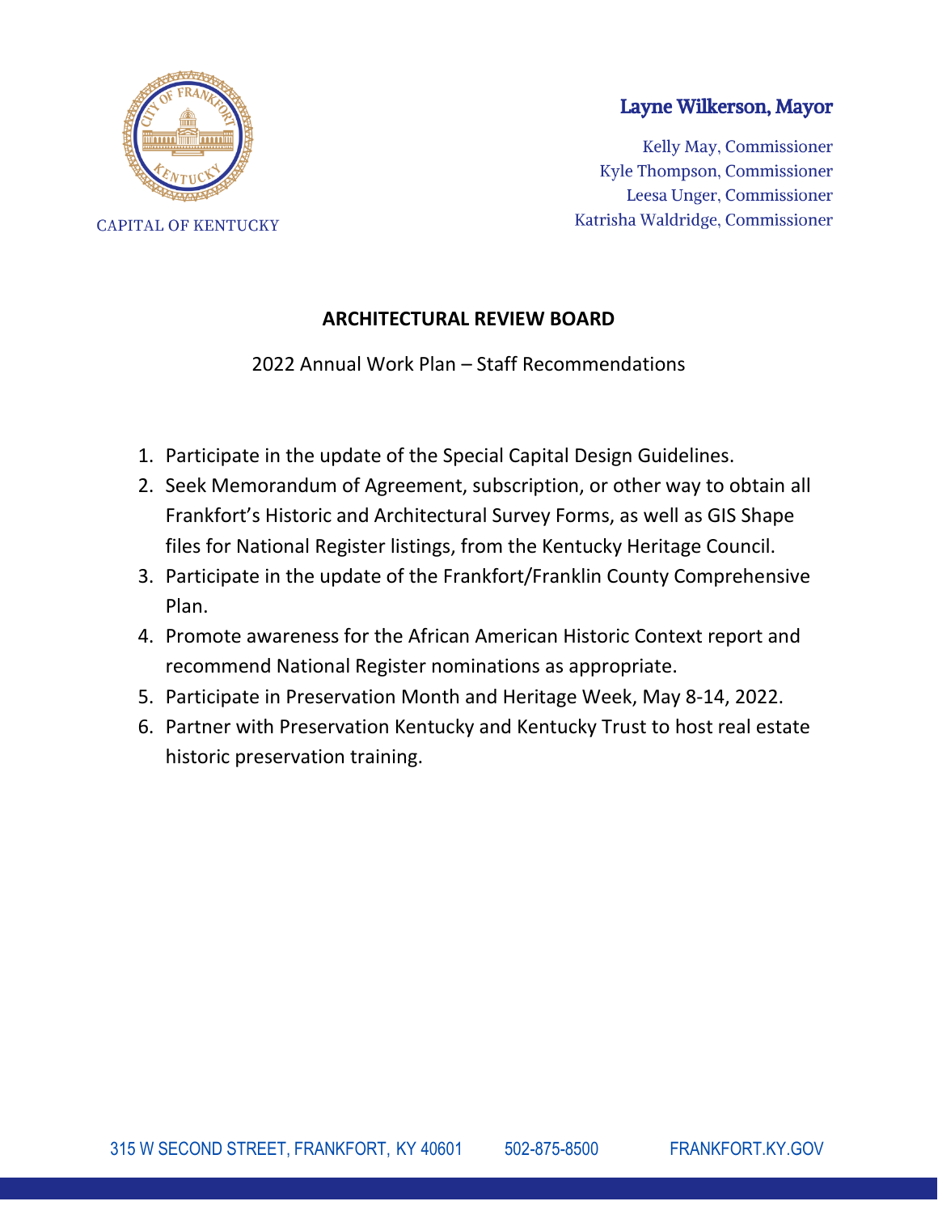CAPITAL OF KENTUCKY

**Layne Wilkerson, Mayor**

Kelly May, Commissioner
Kyle Thompson, Commissioner
Leesa Unger, Commissioner
Katrisha Waldridge, Commissioner

## ARCHITECTURAL REVIEW BOARD

2022 Annual Work Plan – Staff Recommendations

1. Participate in the update of the Special Capital Design Guidelines.
2. Seek Memorandum of Agreement, subscription, or other way to obtain all Frankfort's Historic and Architectural Survey Forms, as well as GIS Shape files for National Register listings, from the Kentucky Heritage Council.
3. Participate in the update of the Frankfort/Franklin County Comprehensive Plan.
4. Promote awareness for the African American Historic Context report and recommend National Register nominations as appropriate.
5. Participate in Preservation Month and Heritage Week, May 8-14, 2022.
6. Partner with Preservation Kentucky and Kentucky Trust to host real estate historic preservation training.

315 W SECOND STREET, FRANKFORT, KY 40601 502-875-8500 FRANKFORT.KY.GOV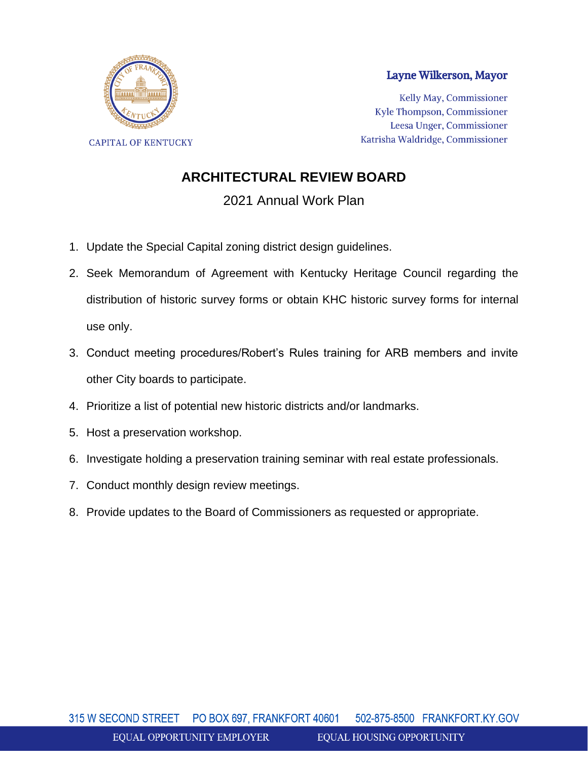CAPITAL OF KENTUCKY

**Layne Wilkerson, Mayor**

Kelly May, Commissioner
Kyle Thompson, Commissioner
Leesa Unger, Commissioner
Katrisha Waldridge, Commissioner

# ARCHITECTURAL REVIEW BOARD

2021 Annual Work Plan

1. Update the Special Capital zoning district design guidelines.
2. Seek Memorandum of Agreement with Kentucky Heritage Council regarding the distribution of historic survey forms or obtain KHC historic survey forms for internal use only.
3. Conduct meeting procedures/Robert's Rules training for ARB members and invite other City boards to participate.
4. Prioritize a list of potential new historic districts and/or landmarks.
5. Host a preservation workshop.
6. Investigate holding a preservation training seminar with real estate professionals.
7. Conduct monthly design review meetings.
8. Provide updates to the Board of Commissioners as requested or appropriate.

315 W SECOND STREET PO BOX 697, FRANKFORT 40601 502-875-8500 FRANKFORT.KY.GOV

EQUAL OPPORTUNITY EMPLOYER EQUAL HOUSING OPPORTUNITY